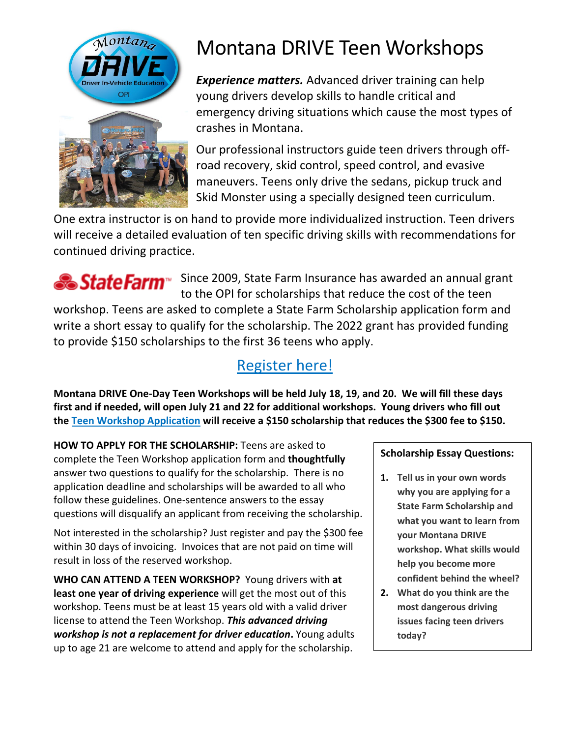# Montana DRIVE Teen Workshops

***Experience matters.*** Advanced driver training can help young drivers develop skills to handle critical and emergency driving situations which cause the most types of crashes in Montana.

Our professional instructors guide teen drivers through off-road recovery, skid control, speed control, and evasive maneuvers. Teens only drive the sedans, pickup truck and Skid Monster using a specially designed teen curriculum.

One extra instructor is on hand to provide more individualized instruction. Teen drivers will receive a detailed evaluation of ten specific driving skills with recommendations for continued driving practice.

Since 2009, State Farm Insurance has awarded an annual grant to the OPI for scholarships that reduce the cost of the teen workshop. Teens are asked to complete a State Farm Scholarship application form and write a short essay to qualify for the scholarship. The 2022 grant has provided funding to provide $150 scholarships to the first 36 teens who apply.

## [Register here!]

**Montana DRIVE One-Day Teen Workshops will be held July 18, 19, and 20. We will fill these days first and if needed, will open July 21 and 22 for additional workshops. Young drivers who fill out the [Teen Workshop Application] will receive a $150 scholarship that reduces the $300 fee to $150.**

**HOW TO APPLY FOR THE SCHOLARSHIP:** Teens are asked to complete the Teen Workshop application form and **thoughtfully** answer two questions to qualify for the scholarship. There is no application deadline and scholarships will be awarded to all who follow these guidelines. One-sentence answers to the essay questions will disqualify an applicant from receiving the scholarship.

Not interested in the scholarship? Just register and pay the $300 fee within 30 days of invoicing. Invoices that are not paid on time will result in loss of the reserved workshop.

**WHO CAN ATTEND A TEEN WORKSHOP?** Young drivers with **at least one year of driving experience** will get the most out of this workshop. Teens must be at least 15 years old with a valid driver license to attend the Teen Workshop. ***This advanced driving workshop is not a replacement for driver education*.** Young adults up to age 21 are welcome to attend and apply for the scholarship.

**Scholarship Essay Questions:**

1. **Tell us in your own words why you are applying for a State Farm Scholarship and what you want to learn from your Montana DRIVE workshop. What skills would help you become more confident behind the wheel?**
2. **What do you think are the most dangerous driving issues facing teen drivers today?**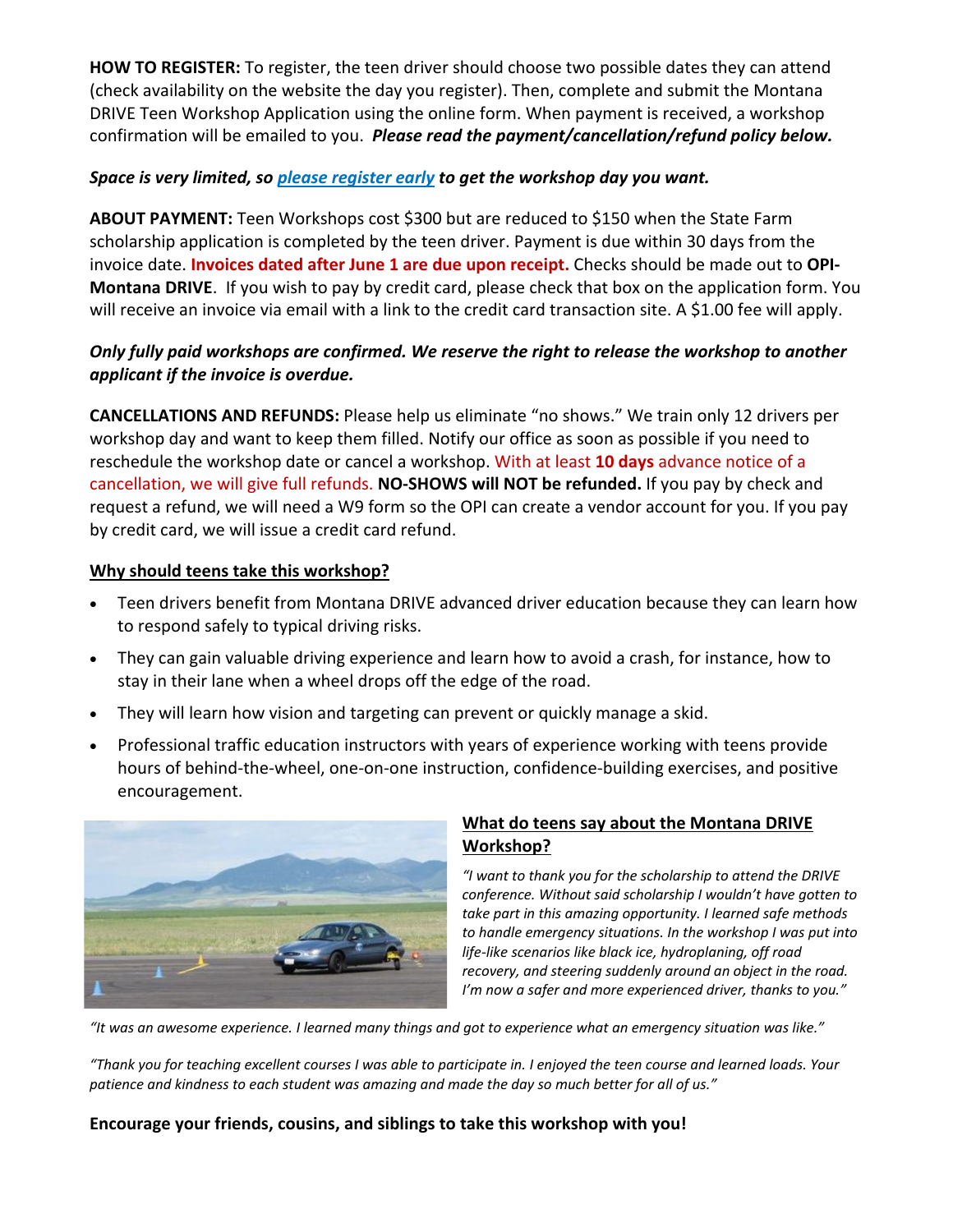**HOW TO REGISTER:** To register, the teen driver should choose two possible dates they can attend (check availability on the website the day you register). Then, complete and submit the Montana DRIVE Teen Workshop Application using the online form. When payment is received, a workshop confirmation will be emailed to you. ***Please read the payment/cancellation/refund policy below.***

***Space is very limited, so please register early to get the workshop day you want.***

**ABOUT PAYMENT:** Teen Workshops cost $300 but are reduced to $150 when the State Farm scholarship application is completed by the teen driver. Payment is due within 30 days from the invoice date. **Invoices dated after June 1 are due upon receipt.** Checks should be made out to **OPI-Montana DRIVE**. If you wish to pay by credit card, please check that box on the application form. You will receive an invoice via email with a link to the credit card transaction site. A $1.00 fee will apply.

***Only fully paid workshops are confirmed. We reserve the right to release the workshop to another applicant if the invoice is overdue.***

**CANCELLATIONS AND REFUNDS:** Please help us eliminate "no shows." We train only 12 drivers per workshop day and want to keep them filled. Notify our office as soon as possible if you need to reschedule the workshop date or cancel a workshop. With at least **10 days** advance notice of a cancellation, we will give full refunds. **NO-SHOWS will NOT be refunded.** If you pay by check and request a refund, we will need a W9 form so the OPI can create a vendor account for you. If you pay by credit card, we will issue a credit card refund.

## Why should teens take this workshop?

- Teen drivers benefit from Montana DRIVE advanced driver education because they can learn how to respond safely to typical driving risks.
- They can gain valuable driving experience and learn how to avoid a crash, for instance, how to stay in their lane when a wheel drops off the edge of the road.
- They will learn how vision and targeting can prevent or quickly manage a skid.
- Professional traffic education instructors with years of experience working with teens provide hours of behind-the-wheel, one-on-one instruction, confidence-building exercises, and positive encouragement.

## What do teens say about the Montana DRIVE Workshop?

*"I want to thank you for the scholarship to attend the DRIVE conference. Without said scholarship I wouldn't have gotten to take part in this amazing opportunity. I learned safe methods to handle emergency situations. In the workshop I was put into life-like scenarios like black ice, hydroplaning, off road recovery, and steering suddenly around an object in the road. I'm now a safer and more experienced driver, thanks to you."*

*"It was an awesome experience. I learned many things and got to experience what an emergency situation was like."*

*"Thank you for teaching excellent courses I was able to participate in. I enjoyed the teen course and learned loads. Your patience and kindness to each student was amazing and made the day so much better for all of us."*

**Encourage your friends, cousins, and siblings to take this workshop with you!**